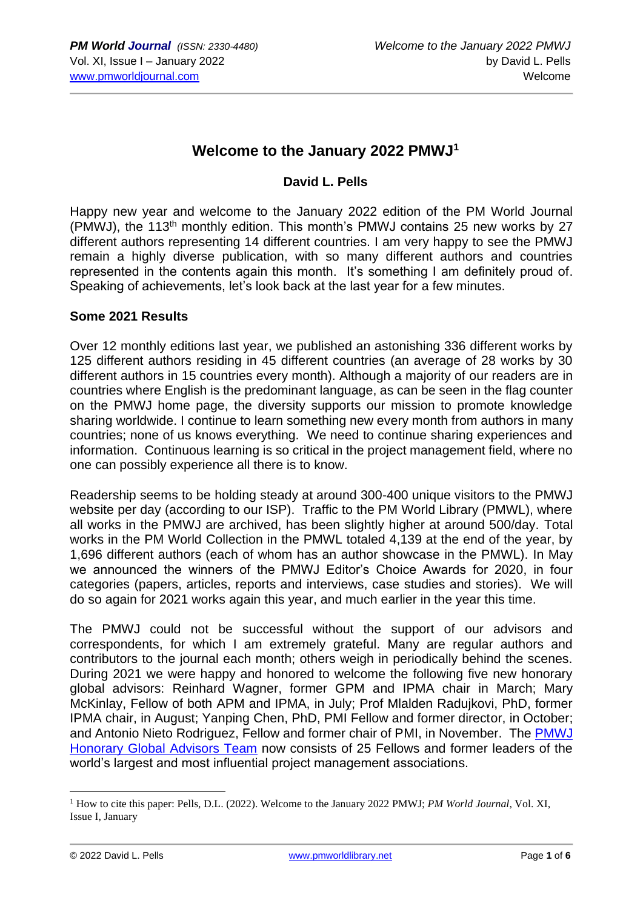# Welcome to the January 2022 PMWJ[1]

**David L. Pells**

Happy new year and welcome to the January 2022 edition of the PM World Journal (PMWJ), the 113th monthly edition. This month's PMWJ contains 25 new works by 27 different authors representing 14 different countries. I am very happy to see the PMWJ remain a highly diverse publication, with so many different authors and countries represented in the contents again this month. It's something I am definitely proud of. Speaking of achievements, let's look back at the last year for a few minutes.

## Some 2021 Results

Over 12 monthly editions last year, we published an astonishing 336 different works by 125 different authors residing in 45 different countries (an average of 28 works by 30 different authors in 15 countries every month). Although a majority of our readers are in countries where English is the predominant language, as can be seen in the flag counter on the PMWJ home page, the diversity supports our mission to promote knowledge sharing worldwide. I continue to learn something new every month from authors in many countries; none of us knows everything. We need to continue sharing experiences and information. Continuous learning is so critical in the project management field, where no one can possibly experience all there is to know.

Readership seems to be holding steady at around 300-400 unique visitors to the PMWJ website per day (according to our ISP). Traffic to the PM World Library (PMWL), where all works in the PMWJ are archived, has been slightly higher at around 500/day. Total works in the PM World Collection in the PMWL totaled 4,139 at the end of the year, by 1,696 different authors (each of whom has an author showcase in the PMWL). In May we announced the winners of the PMWJ Editor's Choice Awards for 2020, in four categories (papers, articles, reports and interviews, case studies and stories). We will do so again for 2021 works again this year, and much earlier in the year this time.

The PMWJ could not be successful without the support of our advisors and correspondents, for which I am extremely grateful. Many are regular authors and contributors to the journal each month; others weigh in periodically behind the scenes. During 2021 we were happy and honored to welcome the following five new honorary global advisors: Reinhard Wagner, former GPM and IPMA chair in March; Mary McKinlay, Fellow of both APM and IPMA, in July; Prof Mladen Radujkovi, PhD, former IPMA chair, in August; Yanping Chen, PhD, PMI Fellow and former director, in October; and Antonio Nieto Rodriguez, Fellow and former chair of PMI, in November. The PMWJ Honorary Global Advisors Team now consists of 25 Fellows and former leaders of the world's largest and most influential project management associations.

---

[1] How to cite this paper: Pells, D.L. (2022). Welcome to the January 2022 PMWJ; *PM World Journal*, Vol. XI, Issue I, January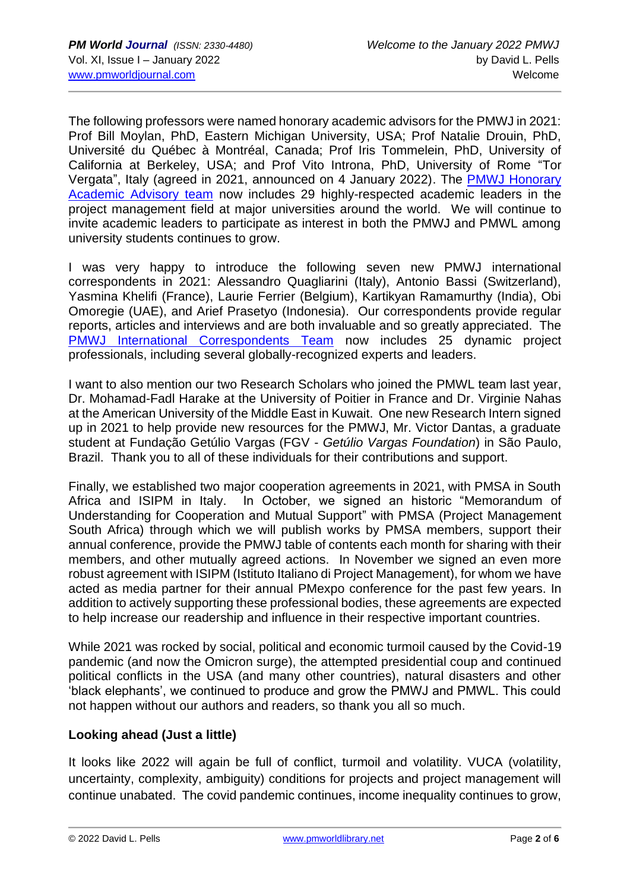The following professors were named honorary academic advisors for the PMWJ in 2021: Prof Bill Moylan, PhD, Eastern Michigan University, USA; Prof Natalie Drouin, PhD, Université du Québec à Montréal, Canada; Prof Iris Tommelein, PhD, University of California at Berkeley, USA; and Prof Vito Introna, PhD, University of Rome "Tor Vergata", Italy (agreed in 2021, announced on 4 January 2022). The [PMWJ Honorary Academic Advisory team](#) now includes 29 highly-respected academic leaders in the project management field at major universities around the world. We will continue to invite academic leaders to participate as interest in both the PMWJ and PMWL among university students continues to grow.

I was very happy to introduce the following seven new PMWJ international correspondents in 2021: Alessandro Quagliarini (Italy), Antonio Bassi (Switzerland), Yasmina Khelifi (France), Laurie Ferrier (Belgium), Kartikyan Ramamurthy (India), Obi Omoregie (UAE), and Arief Prasetyo (Indonesia). Our correspondents provide regular reports, articles and interviews and are both invaluable and so greatly appreciated. The [PMWJ International Correspondents Team](#) now includes 25 dynamic project professionals, including several globally-recognized experts and leaders.

I want to also mention our two Research Scholars who joined the PMWL team last year, Dr. Mohamad-Fadl Harake at the University of Poitier in France and Dr. Virginie Nahas at the American University of the Middle East in Kuwait. One new Research Intern signed up in 2021 to help provide new resources for the PMWJ, Mr. Victor Dantas, a graduate student at Fundação Getúlio Vargas (FGV - *Getúlio Vargas Foundation*) in São Paulo, Brazil. Thank you to all of these individuals for their contributions and support.

Finally, we established two major cooperation agreements in 2021, with PMSA in South Africa and ISIPM in Italy. In October, we signed an historic "Memorandum of Understanding for Cooperation and Mutual Support" with PMSA (Project Management South Africa) through which we will publish works by PMSA members, support their annual conference, provide the PMWJ table of contents each month for sharing with their members, and other mutually agreed actions. In November we signed an even more robust agreement with ISIPM (Istituto Italiano di Project Management), for whom we have acted as media partner for their annual PMexpo conference for the past few years. In addition to actively supporting these professional bodies, these agreements are expected to help increase our readership and influence in their respective important countries.

While 2021 was rocked by social, political and economic turmoil caused by the Covid-19 pandemic (and now the Omicron surge), the attempted presidential coup and continued political conflicts in the USA (and many other countries), natural disasters and other 'black elephants', we continued to produce and grow the PMWJ and PMWL. This could not happen without our authors and readers, so thank you all so much.

## Looking ahead (Just a little)

It looks like 2022 will again be full of conflict, turmoil and volatility. VUCA (volatility, uncertainty, complexity, ambiguity) conditions for projects and project management will continue unabated. The covid pandemic continues, income inequality continues to grow,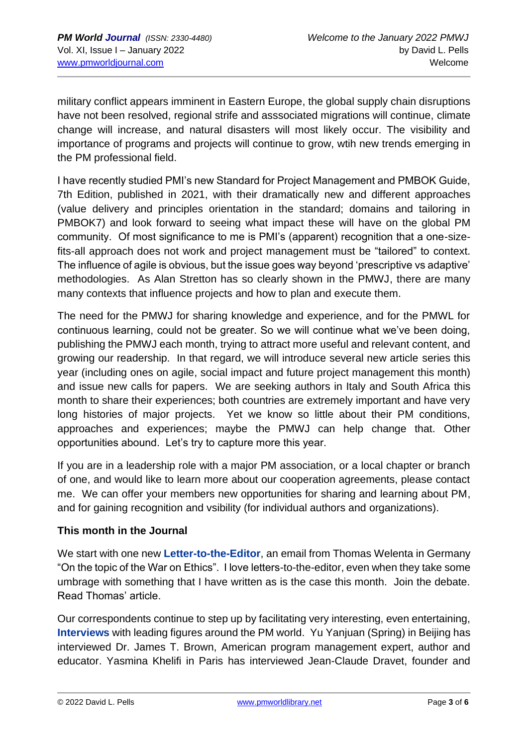military conflict appears imminent in Eastern Europe, the global supply chain disruptions have not been resolved, regional strife and asssociated migrations will continue, climate change will increase, and natural disasters will most likely occur. The visibility and importance of programs and projects will continue to grow, wtih new trends emerging in the PM professional field.

I have recently studied PMI's new Standard for Project Management and PMBOK Guide, 7th Edition, published in 2021, with their dramatically new and different approaches (value delivery and principles orientation in the standard; domains and tailoring in PMBOK7) and look forward to seeing what impact these will have on the global PM community. Of most significance to me is PMI's (apparent) recognition that a one-size-fits-all approach does not work and project management must be "tailored" to context. The influence of agile is obvious, but the issue goes way beyond 'prescriptive vs adaptive' methodologies. As Alan Stretton has so clearly shown in the PMWJ, there are many many contexts that influence projects and how to plan and execute them.

The need for the PMWJ for sharing knowledge and experience, and for the PMWL for continuous learning, could not be greater. So we will continue what we've been doing, publishing the PMWJ each month, trying to attract more useful and relevant content, and growing our readership. In that regard, we will introduce several new article series this year (including ones on agile, social impact and future project management this month) and issue new calls for papers. We are seeking authors in Italy and South Africa this month to share their experiences; both countries are extremely important and have very long histories of major projects. Yet we know so little about their PM conditions, approaches and experiences; maybe the PMWJ can help change that. Other opportunities abound. Let's try to capture more this year.

If you are in a leadership role with a major PM association, or a local chapter or branch of one, and would like to learn more about our cooperation agreements, please contact me. We can offer your members new opportunities for sharing and learning about PM, and for gaining recognition and vsibility (for individual authors and organizations).

### This month in the Journal

We start with one new **Letter-to-the-Editor**, an email from Thomas Welenta in Germany "On the topic of the War on Ethics". I love letters-to-the-editor, even when they take some umbrage with something that I have written as is the case this month. Join the debate. Read Thomas' article.

Our correspondents continue to step up by facilitating very interesting, even entertaining, **Interviews** with leading figures around the PM world. Yu Yanjuan (Spring) in Beijing has interviewed Dr. James T. Brown, American program management expert, author and educator. Yasmina Khelifi in Paris has interviewed Jean-Claude Dravet, founder and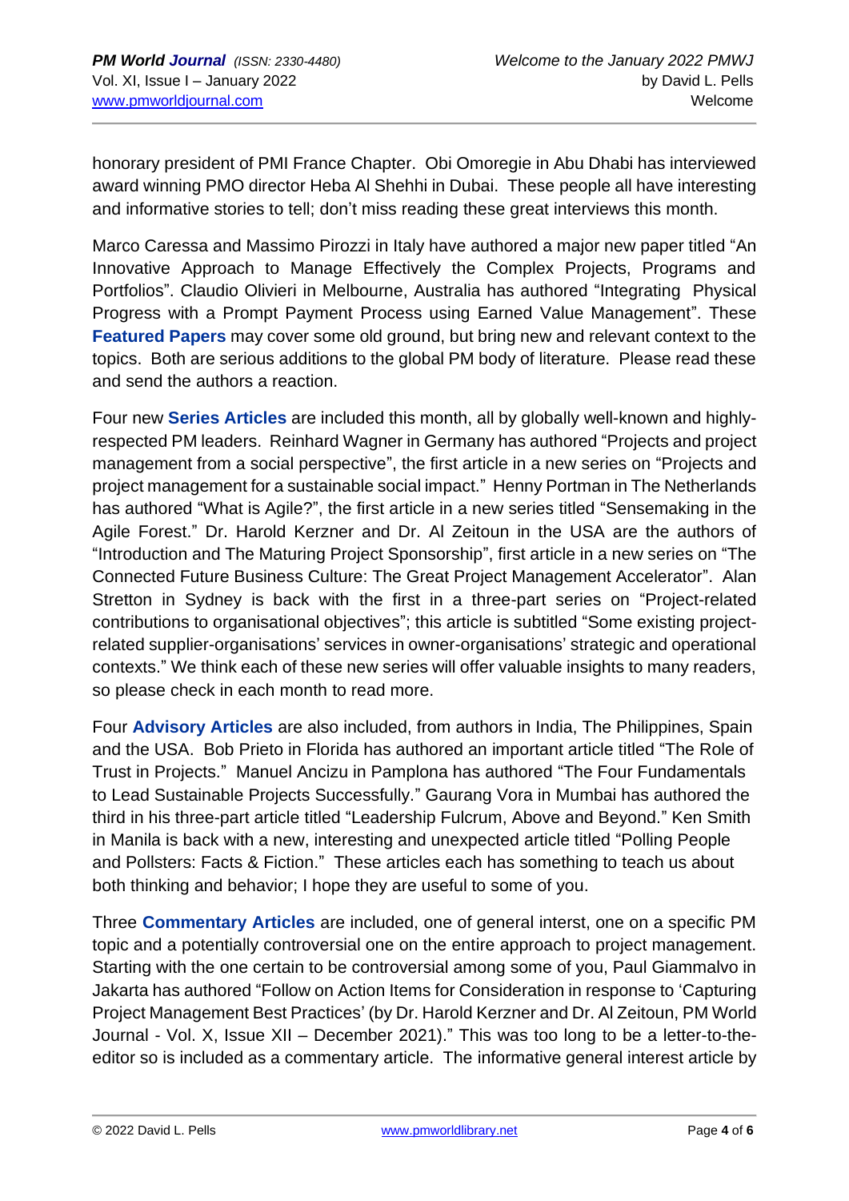honorary president of PMI France Chapter. Obi Omoregie in Abu Dhabi has interviewed award winning PMO director Heba Al Shehhi in Dubai. These people all have interesting and informative stories to tell; don't miss reading these great interviews this month.

Marco Caressa and Massimo Pirozzi in Italy have authored a major new paper titled "An Innovative Approach to Manage Effectively the Complex Projects, Programs and Portfolios". Claudio Olivieri in Melbourne, Australia has authored "Integrating Physical Progress with a Prompt Payment Process using Earned Value Management". These **Featured Papers** may cover some old ground, but bring new and relevant context to the topics. Both are serious additions to the global PM body of literature. Please read these and send the authors a reaction.

Four new **Series Articles** are included this month, all by globally well-known and highly-respected PM leaders. Reinhard Wagner in Germany has authored "Projects and project management from a social perspective", the first article in a new series on "Projects and project management for a sustainable social impact." Henny Portman in The Netherlands has authored "What is Agile?", the first article in a new series titled "Sensemaking in the Agile Forest." Dr. Harold Kerzner and Dr. Al Zeitoun in the USA are the authors of "Introduction and The Maturing Project Sponsorship", first article in a new series on "The Connected Future Business Culture: The Great Project Management Accelerator". Alan Stretton in Sydney is back with the first in a three-part series on "Project-related contributions to organisational objectives"; this article is subtitled "Some existing project-related supplier-organisations' services in owner-organisations' strategic and operational contexts." We think each of these new series will offer valuable insights to many readers, so please check in each month to read more.

Four **Advisory Articles** are also included, from authors in India, The Philippines, Spain and the USA. Bob Prieto in Florida has authored an important article titled "The Role of Trust in Projects." Manuel Ancizu in Pamplona has authored "The Four Fundamentals to Lead Sustainable Projects Successfully." Gaurang Vora in Mumbai has authored the third in his three-part article titled "Leadership Fulcrum, Above and Beyond." Ken Smith in Manila is back with a new, interesting and unexpected article titled "Polling People and Pollsters: Facts & Fiction." These articles each has something to teach us about both thinking and behavior; I hope they are useful to some of you.

Three **Commentary Articles** are included, one of general interst, one on a specific PM topic and a potentially controversial one on the entire approach to project management. Starting with the one certain to be controversial among some of you, Paul Giammalvo in Jakarta has authored "Follow on Action Items for Consideration in response to 'Capturing Project Management Best Practices' (by Dr. Harold Kerzner and Dr. Al Zeitoun, PM World Journal - Vol. X, Issue XII – December 2021)." This was too long to be a letter-to-the-editor so is included as a commentary article. The informative general interest article by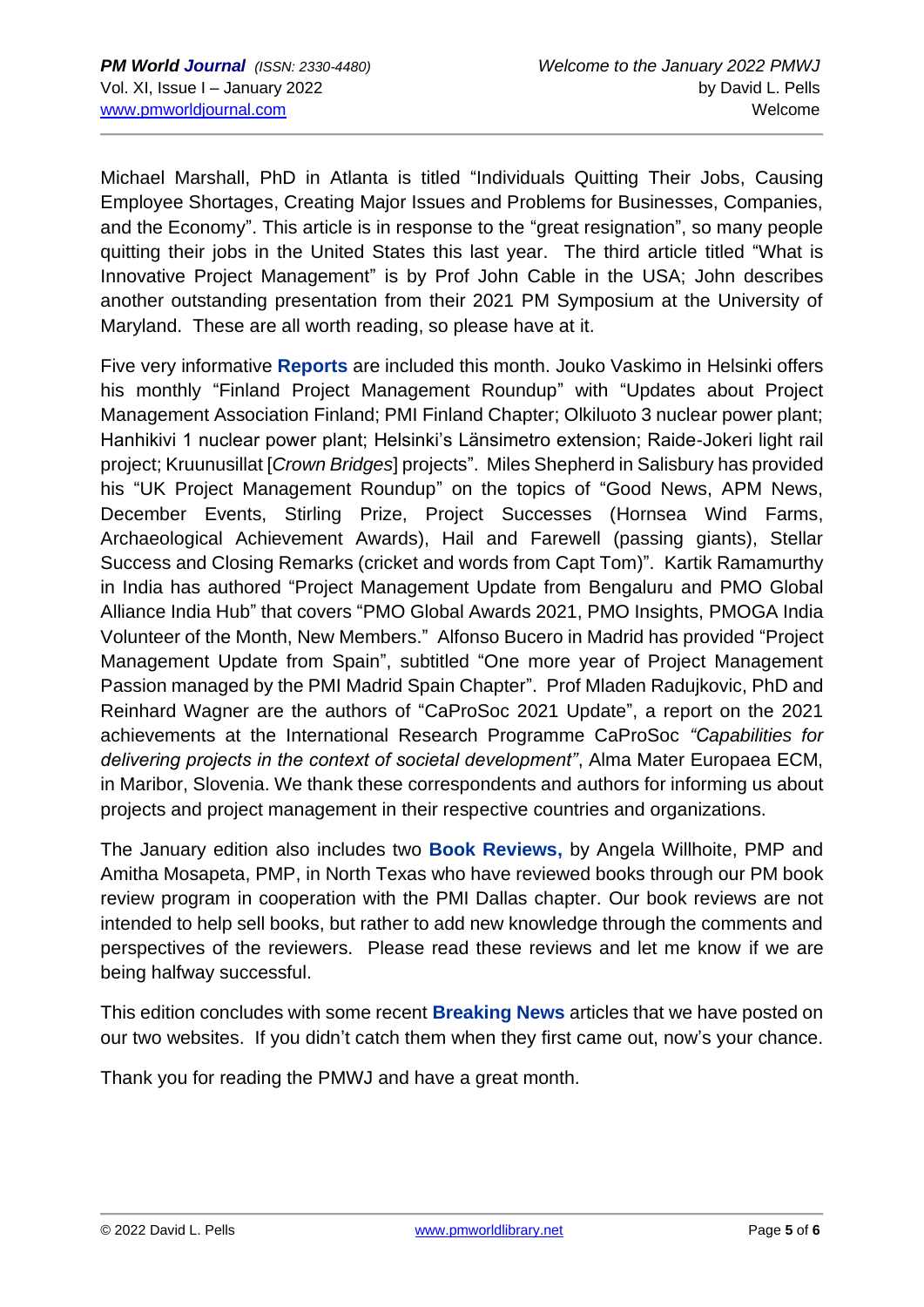Michael Marshall, PhD in Atlanta is titled “Individuals Quitting Their Jobs, Causing Employee Shortages, Creating Major Issues and Problems for Businesses, Companies, and the Economy”. This article is in response to the “great resignation”, so many people quitting their jobs in the United States this last year. The third article titled “What is Innovative Project Management” is by Prof John Cable in the USA; John describes another outstanding presentation from their 2021 PM Symposium at the University of Maryland. These are all worth reading, so please have at it.

Five very informative **Reports** are included this month. Jouko Vaskimo in Helsinki offers his monthly “Finland Project Management Roundup” with “Updates about Project Management Association Finland; PMI Finland Chapter; Olkiluoto 3 nuclear power plant; Hanhikivi 1 nuclear power plant; Helsinki’s Länsimetro extension; Raide-Jokeri light rail project; Kruunusillat [*Crown Bridges*] projects”. Miles Shepherd in Salisbury has provided his “UK Project Management Roundup” on the topics of “Good News, APM News, December Events, Stirling Prize, Project Successes (Hornsea Wind Farms, Archaeological Achievement Awards), Hail and Farewell (passing giants), Stellar Success and Closing Remarks (cricket and words from Capt Tom)”. Kartik Ramamurthy in India has authored “Project Management Update from Bengaluru and PMO Global Alliance India Hub” that covers “PMO Global Awards 2021, PMO Insights, PMOGA India Volunteer of the Month, New Members.” Alfonso Bucero in Madrid has provided “Project Management Update from Spain”, subtitled “One more year of Project Management Passion managed by the PMI Madrid Spain Chapter”. Prof Mladen Radujkovic, PhD and Reinhard Wagner are the authors of “CaProSoc 2021 Update”, a report on the 2021 achievements at the International Research Programme CaProSoc *“Capabilities for delivering projects in the context of societal development”*, Alma Mater Europaea ECM, in Maribor, Slovenia. We thank these correspondents and authors for informing us about projects and project management in their respective countries and organizations.

The January edition also includes two **Book Reviews,** by Angela Willhoite, PMP and Amitha Mosapeta, PMP, in North Texas who have reviewed books through our PM book review program in cooperation with the PMI Dallas chapter. Our book reviews are not intended to help sell books, but rather to add new knowledge through the comments and perspectives of the reviewers. Please read these reviews and let me know if we are being halfway successful.

This edition concludes with some recent **Breaking News** articles that we have posted on our two websites. If you didn’t catch them when they first came out, now’s your chance.

Thank you for reading the PMWJ and have a great month.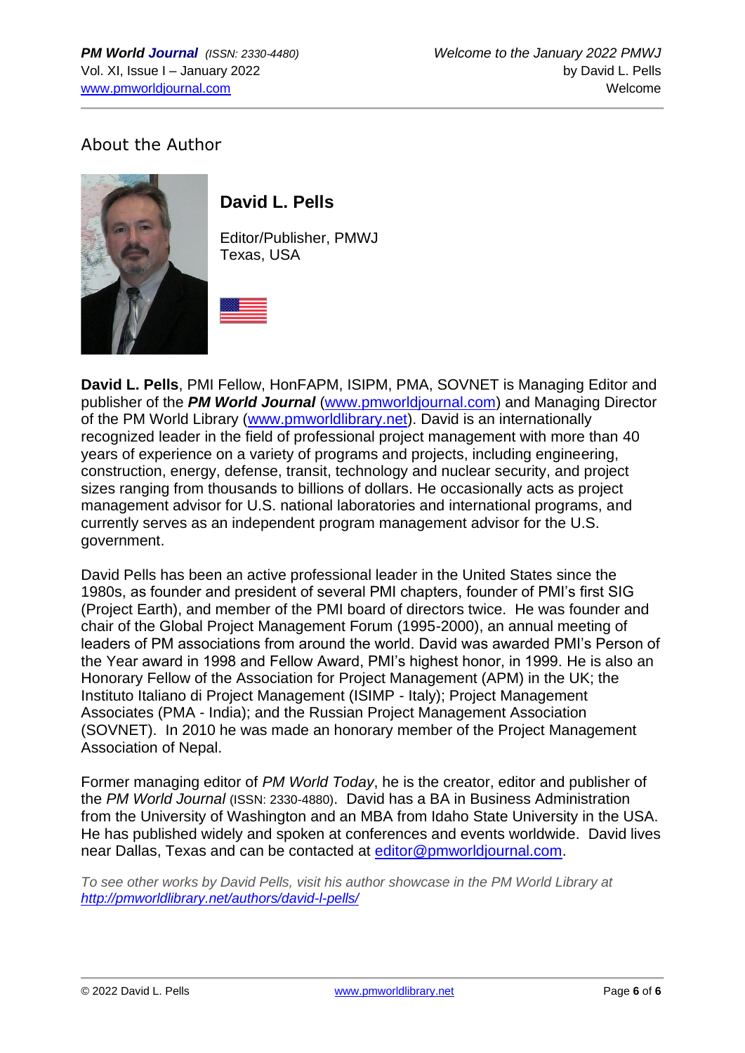## About the Author

**David L. Pells**

Editor/Publisher, PMWJ
Texas, USA

**David L. Pells**, PMI Fellow, HonFAPM, ISIPM, PMA, SOVNET is Managing Editor and publisher of the ***PM World Journal*** (www.pmworldjournal.com) and Managing Director of the PM World Library (www.pmworldlibrary.net). David is an internationally recognized leader in the field of professional project management with more than 40 years of experience on a variety of programs and projects, including engineering, construction, energy, defense, transit, technology and nuclear security, and project sizes ranging from thousands to billions of dollars. He occasionally acts as project management advisor for U.S. national laboratories and international programs, and currently serves as an independent program management advisor for the U.S. government.

David Pells has been an active professional leader in the United States since the 1980s, as founder and president of several PMI chapters, founder of PMI's first SIG (Project Earth), and member of the PMI board of directors twice. He was founder and chair of the Global Project Management Forum (1995-2000), an annual meeting of leaders of PM associations from around the world. David was awarded PMI's Person of the Year award in 1998 and Fellow Award, PMI's highest honor, in 1999. He is also an Honorary Fellow of the Association for Project Management (APM) in the UK; the Instituto Italiano di Project Management (ISIMP - Italy); Project Management Associates (PMA - India); and the Russian Project Management Association (SOVNET). In 2010 he was made an honorary member of the Project Management Association of Nepal.

Former managing editor of *PM World Today*, he is the creator, editor and publisher of the *PM World Journal* (ISSN: 2330-4880). David has a BA in Business Administration from the University of Washington and an MBA from Idaho State University in the USA. He has published widely and spoken at conferences and events worldwide. David lives near Dallas, Texas and can be contacted at editor@pmworldjournal.com.

*To see other works by David Pells, visit his author showcase in the PM World Library at http://pmworldlibrary.net/authors/david-l-pells/*